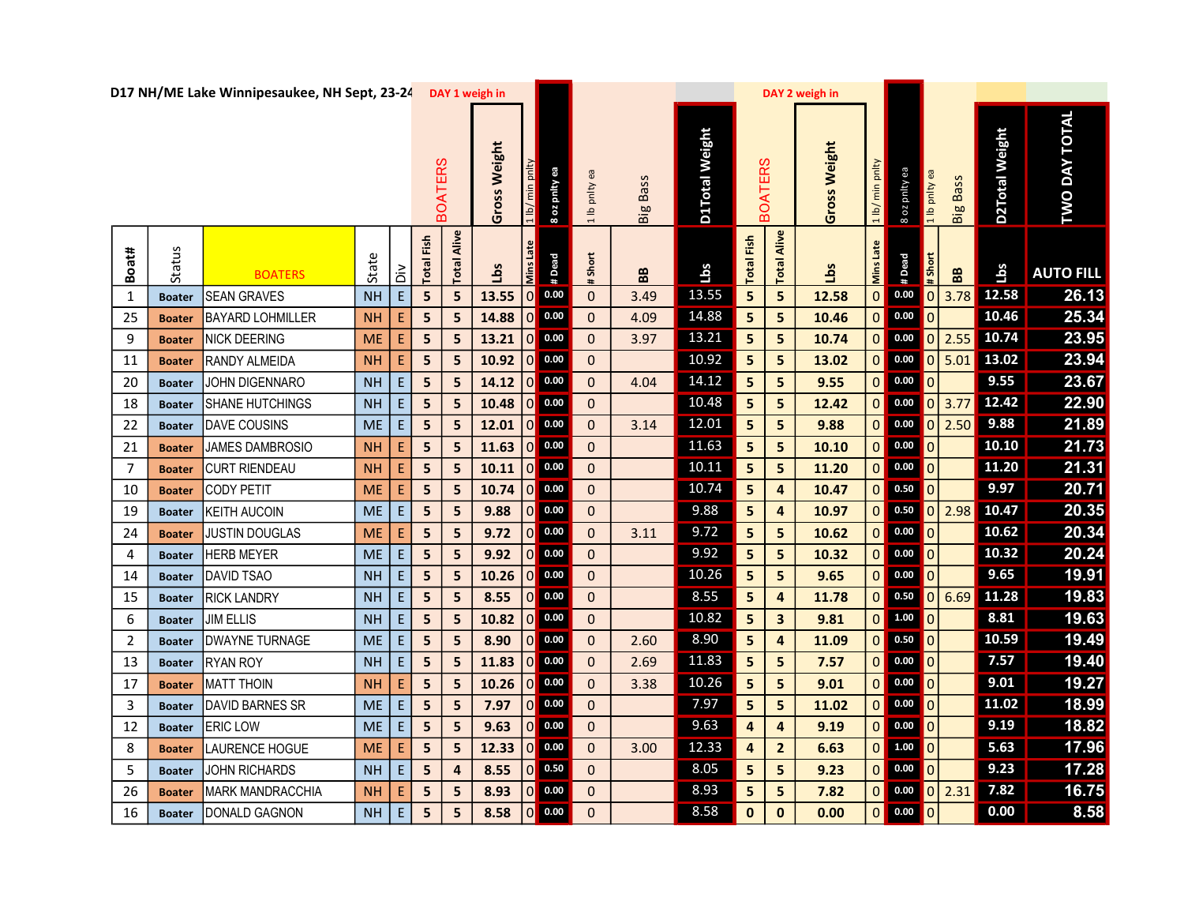D17 NH/ME Lake Winnipesaukee, NH Sept, 23-24

| | | | | | DAY 1 weigh in | | | | | | | | | DAY 2 weigh in | | | | | | | | | |
|---|---|---|---|---|---|---|---|---|---|---|---|---|---|---|---|---|---|---|---|---|---|---|---|
| | | | | | BOATERS | | Gross Weight | 1 lb/ min pnlty | 8 oz pnlty ea | 1 lb pnlty ea | Big Bass | D1Total Weight | BOATERS | | Gross Weight | 1 lb/ min pnlty | 8 oz pnlty ea | 1 lb pnlty ea | Big Bass | D2Total Weight | TWO DAY TOTAL |
| Boat# | Status | BOATERS | State | Div | Total Fish | Total Alive | Lbs | Mins Late | # Dead | # Short | BB | Lbs | Total Fish | Total Alive | Lbs | Mins Late | # Dead | # Short | BB | Lbs | AUTO FILL |
| 1 | Boater | SEAN GRAVES | NH | E | 5 | 5 | 13.55 | 0 | 0.00 | 0 | 3.49 | 13.55 | 5 | 5 | 12.58 | 0 | 0.00 | 0 | 3.78 | 12.58 | 26.13 |
| 25 | Boater | BAYARD LOHMILLER | NH | E | 5 | 5 | 14.88 | 0 | 0.00 | 0 | 4.09 | 14.88 | 5 | 5 | 10.46 | 0 | 0.00 | 0 | | 10.46 | 25.34 |
| 9 | Boater | NICK DEERING | ME | E | 5 | 5 | 13.21 | 0 | 0.00 | 0 | 3.97 | 13.21 | 5 | 5 | 10.74 | 0 | 0.00 | 0 | 2.55 | 10.74 | 23.95 |
| 11 | Boater | RANDY ALMEIDA | NH | E | 5 | 5 | 10.92 | 0 | 0.00 | 0 | | 10.92 | 5 | 5 | 13.02 | 0 | 0.00 | 0 | 5.01 | 13.02 | 23.94 |
| 20 | Boater | JOHN DIGENNARO | NH | E | 5 | 5 | 14.12 | 0 | 0.00 | 0 | 4.04 | 14.12 | 5 | 5 | 9.55 | 0 | 0.00 | 0 | | 9.55 | 23.67 |
| 18 | Boater | SHANE HUTCHINGS | NH | E | 5 | 5 | 10.48 | 0 | 0.00 | 0 | | 10.48 | 5 | 5 | 12.42 | 0 | 0.00 | 0 | 3.77 | 12.42 | 22.90 |
| 22 | Boater | DAVE COUSINS | ME | E | 5 | 5 | 12.01 | 0 | 0.00 | 0 | 3.14 | 12.01 | 5 | 5 | 9.88 | 0 | 0.00 | 0 | 2.50 | 9.88 | 21.89 |
| 21 | Boater | JAMES DAMBROSIO | NH | E | 5 | 5 | 11.63 | 0 | 0.00 | 0 | | 11.63 | 5 | 5 | 10.10 | 0 | 0.00 | 0 | | 10.10 | 21.73 |
| 7 | Boater | CURT RIENDEAU | NH | E | 5 | 5 | 10.11 | 0 | 0.00 | 0 | | 10.11 | 5 | 5 | 11.20 | 0 | 0.00 | 0 | | 11.20 | 21.31 |
| 10 | Boater | CODY PETIT | ME | E | 5 | 5 | 10.74 | 0 | 0.00 | 0 | | 10.74 | 5 | 4 | 10.47 | 0 | 0.50 | 0 | | 9.97 | 20.71 |
| 19 | Boater | KEITH AUCOIN | ME | E | 5 | 5 | 9.88 | 0 | 0.00 | 0 | | 9.88 | 5 | 4 | 10.97 | 0 | 0.50 | 0 | 2.98 | 10.47 | 20.35 |
| 24 | Boater | JUSTIN DOUGLAS | ME | E | 5 | 5 | 9.72 | 0 | 0.00 | 0 | 3.11 | 9.72 | 5 | 5 | 10.62 | 0 | 0.00 | 0 | | 10.62 | 20.34 |
| 4 | Boater | HERB MEYER | ME | E | 5 | 5 | 9.92 | 0 | 0.00 | 0 | | 9.92 | 5 | 5 | 10.32 | 0 | 0.00 | 0 | | 10.32 | 20.24 |
| 14 | Boater | DAVID TSAO | NH | E | 5 | 5 | 10.26 | 0 | 0.00 | 0 | | 10.26 | 5 | 5 | 9.65 | 0 | 0.00 | 0 | | 9.65 | 19.91 |
| 15 | Boater | RICK LANDRY | NH | E | 5 | 5 | 8.55 | 0 | 0.00 | 0 | | 8.55 | 5 | 4 | 11.78 | 0 | 0.50 | 0 | 6.69 | 11.28 | 19.83 |
| 6 | Boater | JIM ELLIS | NH | E | 5 | 5 | 10.82 | 0 | 0.00 | 0 | | 10.82 | 5 | 3 | 9.81 | 0 | 1.00 | 0 | | 8.81 | 19.63 |
| 2 | Boater | DWAYNE TURNAGE | ME | E | 5 | 5 | 8.90 | 0 | 0.00 | 0 | 2.60 | 8.90 | 5 | 4 | 11.09 | 0 | 0.50 | 0 | | 10.59 | 19.49 |
| 13 | Boater | RYAN ROY | NH | E | 5 | 5 | 11.83 | 0 | 0.00 | 0 | 2.69 | 11.83 | 5 | 5 | 7.57 | 0 | 0.00 | 0 | | 7.57 | 19.40 |
| 17 | Boater | MATT THOIN | NH | E | 5 | 5 | 10.26 | 0 | 0.00 | 0 | 3.38 | 10.26 | 5 | 5 | 9.01 | 0 | 0.00 | 0 | | 9.01 | 19.27 |
| 3 | Boater | DAVID BARNES SR | ME | E | 5 | 5 | 7.97 | 0 | 0.00 | 0 | | 7.97 | 5 | 5 | 11.02 | 0 | 0.00 | 0 | | 11.02 | 18.99 |
| 12 | Boater | ERIC LOW | ME | E | 5 | 5 | 9.63 | 0 | 0.00 | 0 | | 9.63 | 4 | 4 | 9.19 | 0 | 0.00 | 0 | | 9.19 | 18.82 |
| 8 | Boater | LAURENCE HOGUE | ME | E | 5 | 5 | 12.33 | 0 | 0.00 | 0 | 3.00 | 12.33 | 4 | 2 | 6.63 | 0 | 1.00 | 0 | | 5.63 | 17.96 |
| 5 | Boater | JOHN RICHARDS | NH | E | 5 | 4 | 8.55 | 0 | 0.50 | 0 | | 8.05 | 5 | 5 | 9.23 | 0 | 0.00 | 0 | | 9.23 | 17.28 |
| 26 | Boater | MARK MANDRACCHIA | NH | E | 5 | 5 | 8.93 | 0 | 0.00 | 0 | | 8.93 | 5 | 5 | 7.82 | 0 | 0.00 | 0 | 2.31 | 7.82 | 16.75 |
| 16 | Boater | DONALD GAGNON | NH | E | 5 | 5 | 8.58 | 0 | 0.00 | 0 | | 8.58 | 0 | 0 | 0.00 | 0 | 0.00 | 0 | | 0.00 | 8.58 |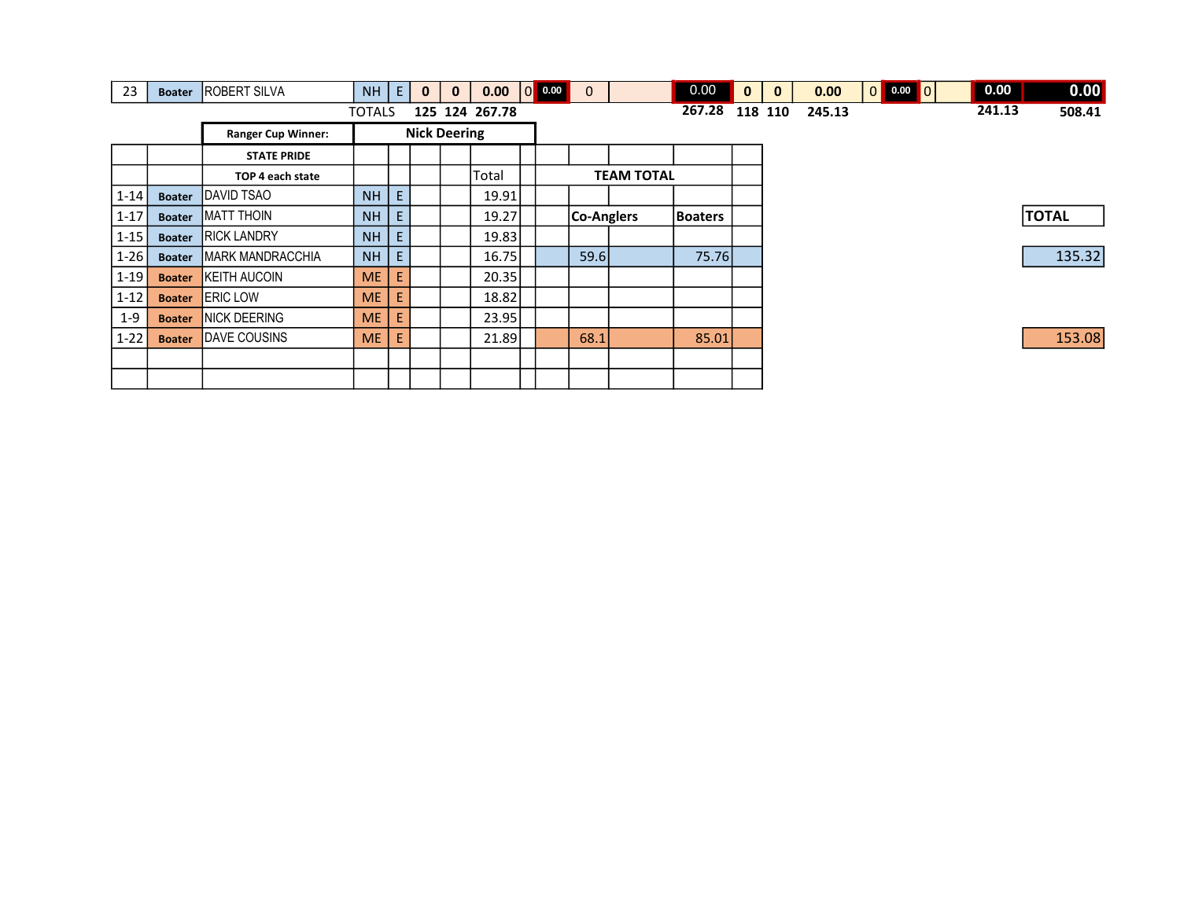| 23 | Boater | ROBERT SILVA | NH | E | 0 | 0 | 0.00 | 0 | 0.00 | 0 | | 0.00 | 0 | 0 | 0.00 | 0 | 0.00 | 0 | | 0.00 | 0.00 |
|---|---|---|---|---|---|---|---|---|---|---|---|---|---|---|---|---|---|---|---|---|---|
| | | | TOTALS | | 125 | 124 | 267.78 | | | | | 267.28 | 118 | 110 | 245.13 | | | | | 241.13 | 508.41 |

| | | Ranger Cup Winner: | Nick Deering | | | | | | | | | | |
|---|---|---|---|---|---|---|---|---|---|---|---|---|---|
| | | STATE PRIDE | | | | | | | | | | | |
| | | TOP 4 each state | | | | | Total | | TEAM TOTAL | | | | |
| 1-14 | Boater | DAVID TSAO | NH | E | | | 19.91 | | | | | | |
| 1-17 | Boater | MATT THOIN | NH | E | | | 19.27 | | Co-Anglers | | Boaters | | TOTAL |
| 1-15 | Boater | RICK LANDRY | NH | E | | | 19.83 | | | | | | |
| 1-26 | Boater | MARK MANDRACCHIA | NH | E | | | 16.75 | | 59.6 | | 75.76 | | 135.32 |
| 1-19 | Boater | KEITH AUCOIN | ME | E | | | 20.35 | | | | | | |
| 1-12 | Boater | ERIC LOW | ME | E | | | 18.82 | | | | | | |
| 1-9 | Boater | NICK DEERING | ME | E | | | 23.95 | | | | | | |
| 1-22 | Boater | DAVE COUSINS | ME | E | | | 21.89 | | 68.1 | | 85.01 | | 153.08 |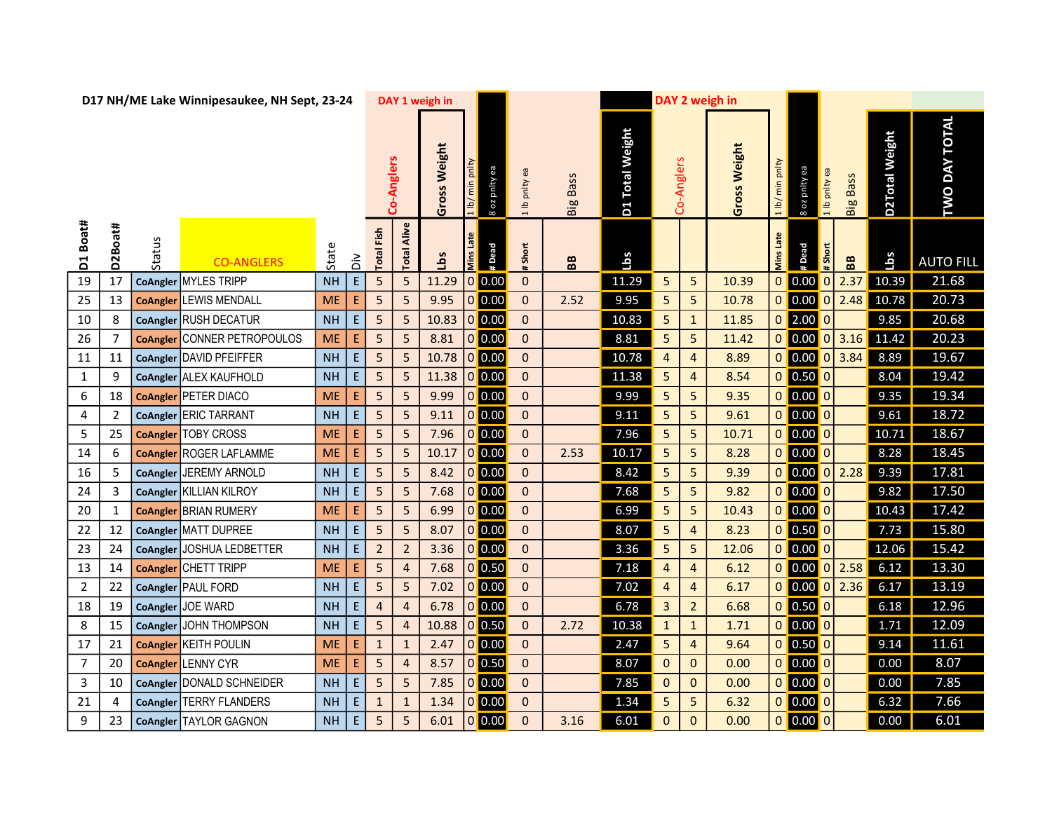**D17 NH/ME Lake Winnipesaukee, NH Sept, 23-24**

| D1 Boat# | D2Boat# | Status | CO-ANGLERS | State | Div | DAY 1 weigh in Co-Anglers Total Fish | Total Alive | Gross Weight Lbs | 1 lb/ min pnlty Mins Late | 8 oz pnlty ea # Dead | 1 lb pnlty ea # Short | Big Bass BB | D1 Total Weight Lbs | DAY 2 weigh in Co-Anglers | | Gross Weight | 1 lb/ min pnlty Mins Late | 8 oz pnlty ea # Dead | 1 lb pnlty ea # Short | Big Bass BB | D2Total Weight Lbs | TWO DAY TOTAL AUTO FILL |
|---|---|---|---|---|---|---|---|---|---|---|---|---|---|---|---|---|---|---|---|---|---|---|
| 19 | 17 | CoAngler | MYLES TRIPP | NH | E | 5 | 5 | 11.29 | 0 | 0.00 | 0 | | 11.29 | 5 | 5 | 10.39 | 0 | 0.00 | 0 | 2.37 | 10.39 | 21.68 |
| 25 | 13 | CoAngler | LEWIS MENDALL | ME | E | 5 | 5 | 9.95 | 0 | 0.00 | 0 | 2.52 | 9.95 | 5 | 5 | 10.78 | 0 | 0.00 | 0 | 2.48 | 10.78 | 20.73 |
| 10 | 8 | CoAngler | RUSH DECATUR | NH | E | 5 | 5 | 10.83 | 0 | 0.00 | 0 | | 10.83 | 5 | 1 | 11.85 | 0 | 2.00 | 0 | | 9.85 | 20.68 |
| 26 | 7 | CoAngler | CONNER PETROPOULOS | ME | E | 5 | 5 | 8.81 | 0 | 0.00 | 0 | | 8.81 | 5 | 5 | 11.42 | 0 | 0.00 | 0 | 3.16 | 11.42 | 20.23 |
| 11 | 11 | CoAngler | DAVID PFEIFFER | NH | E | 5 | 5 | 10.78 | 0 | 0.00 | 0 | | 10.78 | 4 | 4 | 8.89 | 0 | 0.00 | 0 | 3.84 | 8.89 | 19.67 |
| 1 | 9 | CoAngler | ALEX KAUFHOLD | NH | E | 5 | 5 | 11.38 | 0 | 0.00 | 0 | | 11.38 | 5 | 4 | 8.54 | 0 | 0.50 | 0 | | 8.04 | 19.42 |
| 6 | 18 | CoAngler | PETER DIACO | ME | E | 5 | 5 | 9.99 | 0 | 0.00 | 0 | | 9.99 | 5 | 5 | 9.35 | 0 | 0.00 | 0 | | 9.35 | 19.34 |
| 4 | 2 | CoAngler | ERIC TARRANT | NH | E | 5 | 5 | 9.11 | 0 | 0.00 | 0 | | 9.11 | 5 | 5 | 9.61 | 0 | 0.00 | 0 | | 9.61 | 18.72 |
| 5 | 25 | CoAngler | TOBY CROSS | ME | E | 5 | 5 | 7.96 | 0 | 0.00 | 0 | | 7.96 | 5 | 5 | 10.71 | 0 | 0.00 | 0 | | 10.71 | 18.67 |
| 14 | 6 | CoAngler | ROGER LAFLAMME | ME | E | 5 | 5 | 10.17 | 0 | 0.00 | 0 | 2.53 | 10.17 | 5 | 5 | 8.28 | 0 | 0.00 | 0 | | 8.28 | 18.45 |
| 16 | 5 | CoAngler | JEREMY ARNOLD | NH | E | 5 | 5 | 8.42 | 0 | 0.00 | 0 | | 8.42 | 5 | 5 | 9.39 | 0 | 0.00 | 0 | 2.28 | 9.39 | 17.81 |
| 24 | 3 | CoAngler | KILLIAN KILROY | NH | E | 5 | 5 | 7.68 | 0 | 0.00 | 0 | | 7.68 | 5 | 5 | 9.82 | 0 | 0.00 | 0 | | 9.82 | 17.50 |
| 20 | 1 | CoAngler | BRIAN RUMERY | ME | E | 5 | 5 | 6.99 | 0 | 0.00 | 0 | | 6.99 | 5 | 5 | 10.43 | 0 | 0.00 | 0 | | 10.43 | 17.42 |
| 22 | 12 | CoAngler | MATT DUPREE | NH | E | 5 | 5 | 8.07 | 0 | 0.00 | 0 | | 8.07 | 5 | 4 | 8.23 | 0 | 0.50 | 0 | | 7.73 | 15.80 |
| 23 | 24 | CoAngler | JOSHUA LEDBETTER | NH | E | 2 | 2 | 3.36 | 0 | 0.00 | 0 | | 3.36 | 5 | 5 | 12.06 | 0 | 0.00 | 0 | | 12.06 | 15.42 |
| 13 | 14 | CoAngler | CHETT TRIPP | ME | E | 5 | 4 | 7.68 | 0 | 0.50 | 0 | | 7.18 | 4 | 4 | 6.12 | 0 | 0.00 | 0 | 2.58 | 6.12 | 13.30 |
| 2 | 22 | CoAngler | PAUL FORD | NH | E | 5 | 5 | 7.02 | 0 | 0.00 | 0 | | 7.02 | 4 | 4 | 6.17 | 0 | 0.00 | 0 | 2.36 | 6.17 | 13.19 |
| 18 | 19 | CoAngler | JOE WARD | NH | E | 4 | 4 | 6.78 | 0 | 0.00 | 0 | | 6.78 | 3 | 2 | 6.68 | 0 | 0.50 | 0 | | 6.18 | 12.96 |
| 8 | 15 | CoAngler | JOHN THOMPSON | NH | E | 5 | 4 | 10.88 | 0 | 0.50 | 0 | 2.72 | 10.38 | 1 | 1 | 1.71 | 0 | 0.00 | 0 | | 1.71 | 12.09 |
| 17 | 21 | CoAngler | KEITH POULIN | ME | E | 1 | 1 | 2.47 | 0 | 0.00 | 0 | | 2.47 | 5 | 4 | 9.64 | 0 | 0.50 | 0 | | 9.14 | 11.61 |
| 7 | 20 | CoAngler | LENNY CYR | ME | E | 5 | 4 | 8.57 | 0 | 0.50 | 0 | | 8.07 | 0 | 0 | 0.00 | 0 | 0.00 | 0 | | 0.00 | 8.07 |
| 3 | 10 | CoAngler | DONALD SCHNEIDER | NH | E | 5 | 5 | 7.85 | 0 | 0.00 | 0 | | 7.85 | 0 | 0 | 0.00 | 0 | 0.00 | 0 | | 0.00 | 7.85 |
| 21 | 4 | CoAngler | TERRY FLANDERS | NH | E | 1 | 1 | 1.34 | 0 | 0.00 | 0 | | 1.34 | 5 | 5 | 6.32 | 0 | 0.00 | 0 | | 6.32 | 7.66 |
| 9 | 23 | CoAngler | TAYLOR GAGNON | NH | E | 5 | 5 | 6.01 | 0 | 0.00 | 0 | 3.16 | 6.01 | 0 | 0 | 0.00 | 0 | 0.00 | 0 | | 0.00 | 6.01 |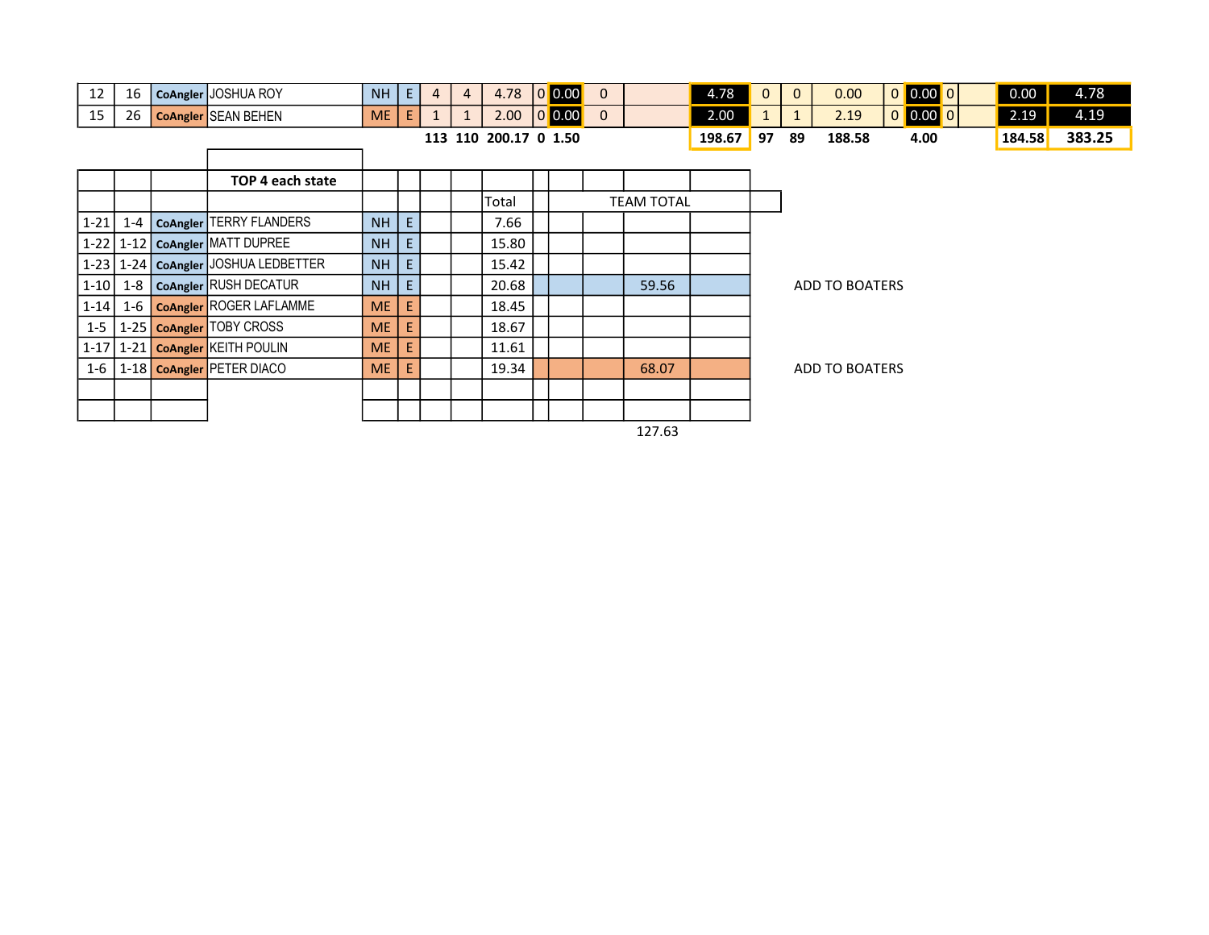| | | | | | | | | | | | | | | | | | | | | | | | |
|---|---|---|---|---|---|---|---|---|---|---|---|---|---|---|---|---|---|---|---|---|---|---|---|
| 12 | 16 | CoAngler | JOSHUA ROY | NH | E | 4 | 4 | 4.78 | 0 | 0.00 | 0 | | 4.78 | 0 | 0 | 0.00 | 0 | 0.00 | 0 | | 0.00 | 4.78 |
| 15 | 26 | CoAngler | SEAN BEHEN | ME | E | 1 | 1 | 2.00 | 0 | 0.00 | 0 | | 2.00 | 1 | 1 | 2.19 | 0 | 0.00 | 0 | | 2.19 | 4.19 |
| | | | | | | **113** | **110** | **200.17** | **0** | **1.50** | | | **198.67** | **97** | **89** | **188.58** | | **4.00** | | | **184.58** | **383.25** |

| | | | **TOP 4 each state** | | | | | | | | | | |
|---|---|---|---|---|---|---|---|---|---|---|---|---|---|
| | | | | | | | | Total | | TEAM TOTAL | | | |
| 1-21 | 1-4 | CoAngler | TERRY FLANDERS | NH | E | | | 7.66 | | | | | |
| 1-22 | 1-12 | CoAngler | MATT DUPREE | NH | E | | | 15.80 | | | | | |
| 1-23 | 1-24 | CoAngler | JOSHUA LEDBETTER | NH | E | | | 15.42 | | | | | |
| 1-10 | 1-8 | CoAngler | RUSH DECATUR | NH | E | | | 20.68 | | | 59.56 | | ADD TO BOATERS |
| 1-14 | 1-6 | CoAngler | ROGER LAFLAMME | ME | E | | | 18.45 | | | | | |
| 1-5 | 1-25 | CoAngler | TOBY CROSS | ME | E | | | 18.67 | | | | | |
| 1-17 | 1-21 | CoAngler | KEITH POULIN | ME | E | | | 11.61 | | | | | |
| 1-6 | 1-18 | CoAngler | PETER DIACO | ME | E | | | 19.34 | | | 68.07 | | ADD TO BOATERS |
| | | | | | | | | | | | | | |
| | | | | | | | | | | | | | |
| | | | | | | | | | | | 127.63 | | |